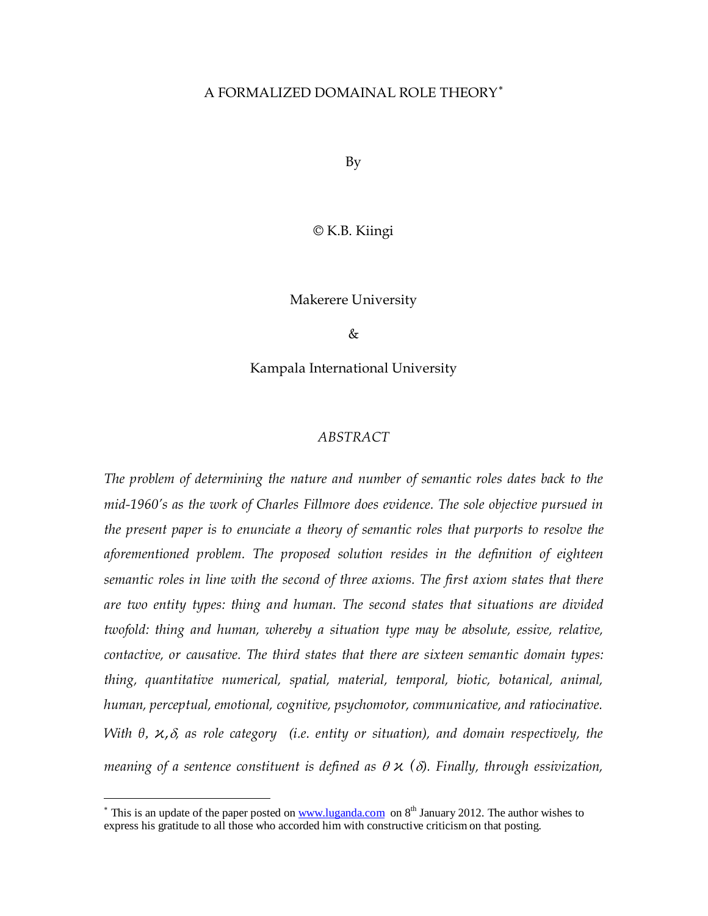# A FORMALIZED DOMAINAL ROLE THEORY[*]

By

© K.B. Kiingi

Makerere University

&

Kampala International University

## *ABSTRACT*

*The problem of determining the nature and number of semantic roles dates back to the mid-1960's as the work of Charles Fillmore does evidence. The sole objective pursued in the present paper is to enunciate a theory of semantic roles that purports to resolve the aforementioned problem. The proposed solution resides in the definition of eighteen semantic roles in line with the second of three axioms. The first axiom states that there are two entity types: thing and human. The second states that situations are divided twofold: thing and human, whereby a situation type may be absolute, essive, relative, contactive, or causative. The third states that there are sixteen semantic domain types: thing, quantitative numerical, spatial, material, temporal, biotic, botanical, animal, human, perceptual, emotional, cognitive, psychomotor, communicative, and ratiocinative. With* $\theta$, $\varkappa$, $\delta$, *as role category (i.e. entity or situation), and domain respectively, the meaning of a sentence constituent is defined as* $\theta \varkappa$ $(\delta)$. *Finally, through essivization,*

---

[*] This is an update of the paper posted on www.luganda.com on 8th January 2012. The author wishes to express his gratitude to all those who accorded him with constructive criticism on that posting.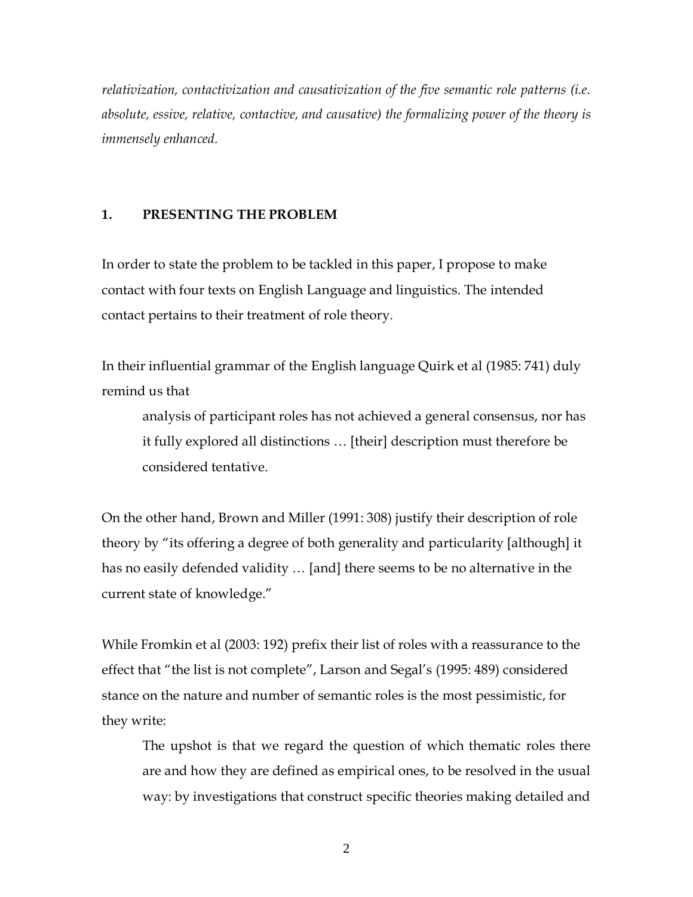*relativization, contactivization and causativization of the five semantic role patterns (i.e. absolute, essive, relative, contactive, and causative) the formalizing power of the theory is immensely enhanced.*

## 1. PRESENTING THE PROBLEM

In order to state the problem to be tackled in this paper, I propose to make contact with four texts on English Language and linguistics. The intended contact pertains to their treatment of role theory.

In their influential grammar of the English language Quirk et al (1985: 741) duly remind us that

> analysis of participant roles has not achieved a general consensus, nor has it fully explored all distinctions … [their] description must therefore be considered tentative.

On the other hand, Brown and Miller (1991: 308) justify their description of role theory by "its offering a degree of both generality and particularity [although] it has no easily defended validity … [and] there seems to be no alternative in the current state of knowledge."

While Fromkin et al (2003: 192) prefix their list of roles with a reassurance to the effect that "the list is not complete", Larson and Segal's (1995: 489) considered stance on the nature and number of semantic roles is the most pessimistic, for they write:

> The upshot is that we regard the question of which thematic roles there are and how they are defined as empirical ones, to be resolved in the usual way: by investigations that construct specific theories making detailed and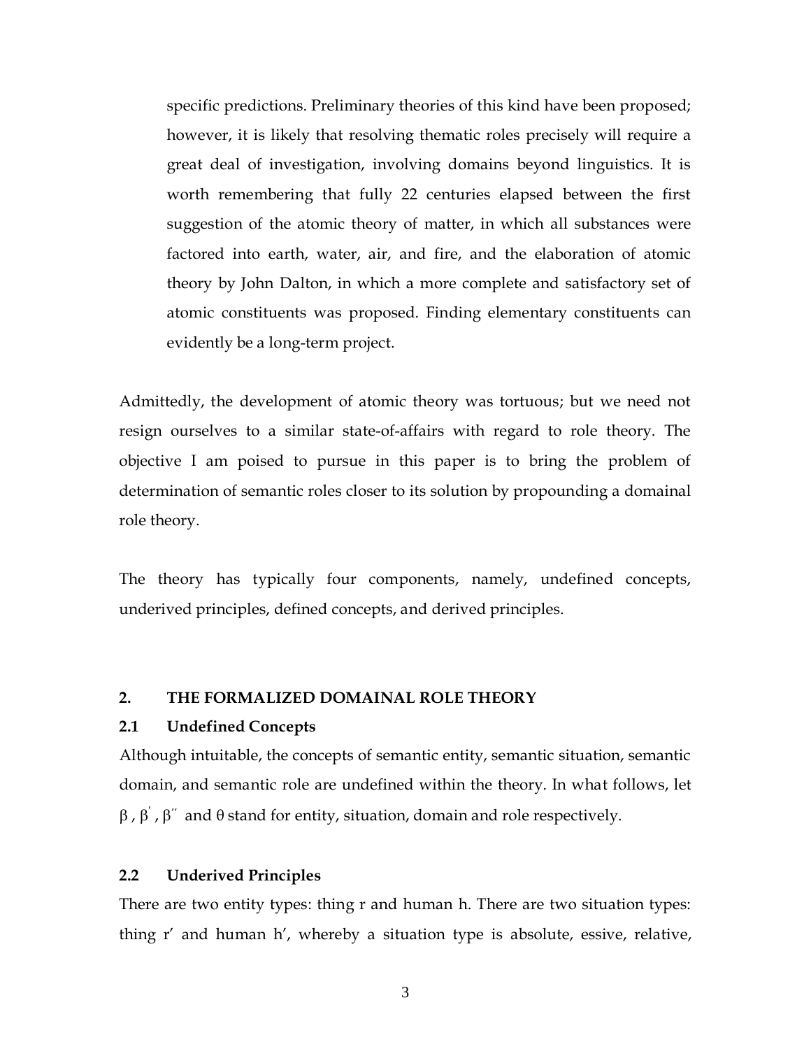specific predictions. Preliminary theories of this kind have been proposed; however, it is likely that resolving thematic roles precisely will require a great deal of investigation, involving domains beyond linguistics. It is worth remembering that fully 22 centuries elapsed between the first suggestion of the atomic theory of matter, in which all substances were factored into earth, water, air, and fire, and the elaboration of atomic theory by John Dalton, in which a more complete and satisfactory set of atomic constituents was proposed. Finding elementary constituents can evidently be a long-term project.

Admittedly, the development of atomic theory was tortuous; but we need not resign ourselves to a similar state-of-affairs with regard to role theory. The objective I am poised to pursue in this paper is to bring the problem of determination of semantic roles closer to its solution by propounding a domainal role theory.

The theory has typically four components, namely, undefined concepts, underived principles, defined concepts, and derived principles.

## 2. THE FORMALIZED DOMAINAL ROLE THEORY

### 2.1 Undefined Concepts

Although intuitable, the concepts of semantic entity, semantic situation, semantic domain, and semantic role are undefined within the theory. In what follows, let $\beta$ , $\beta^{'}$ , $\beta^{''}$ and $\theta$ stand for entity, situation, domain and role respectively.

### 2.2 Underived Principles

There are two entity types: thing r and human h. There are two situation types: thing r′ and human h′, whereby a situation type is absolute, essive, relative,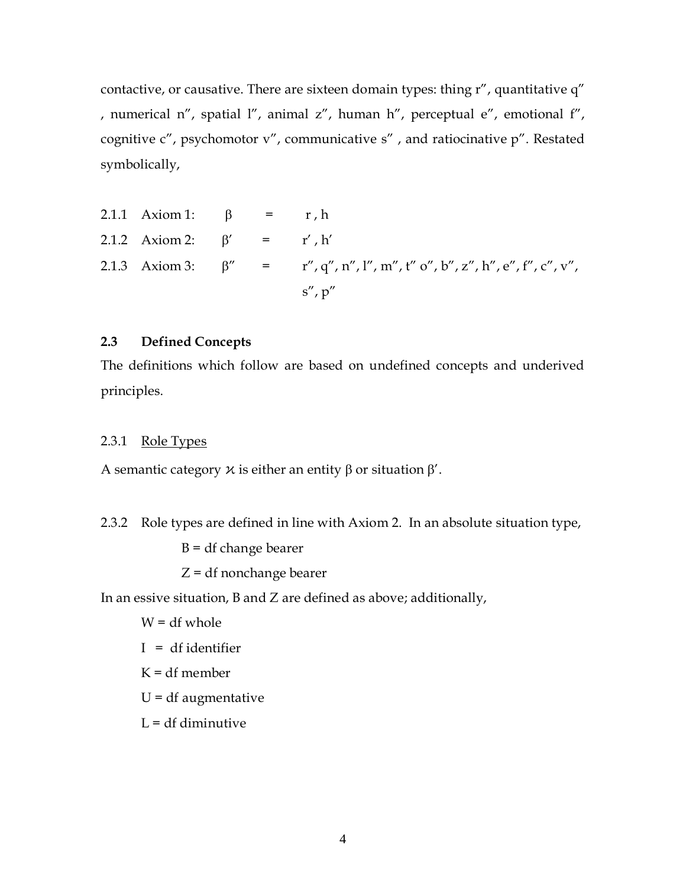contactive, or causative. There are sixteen domain types: thing r″, quantitative q″ , numerical n″, spatial l″, animal z″, human h″, perceptual e″, emotional f″, cognitive c″, psychomotor v″, communicative s″ , and ratiocinative p″. Restated symbolically,

2.1.1 Axiom 1: $\beta$ = r , h

2.1.2 Axiom 2: $\beta'$ = r′ , h′

2.1.3 Axiom 3: $\beta''$ = r″, q″, n″, l″, m″, t″ o″, b″, z″, h″, e″, f″, c″, v″, s″, p″

### 2.3 Defined Concepts

The definitions which follow are based on undefined concepts and underived principles.

2.3.1 <u>Role Types</u>

A semantic category $\varkappa$ is either an entity $\beta$ or situation $\beta'$.

2.3.2 Role types are defined in line with Axiom 2. In an absolute situation type,

B = df change bearer

Z = df nonchange bearer

In an essive situation, B and Z are defined as above; additionally,

W = df whole

I = df identifier

K = df member

U = df augmentative

L = df diminutive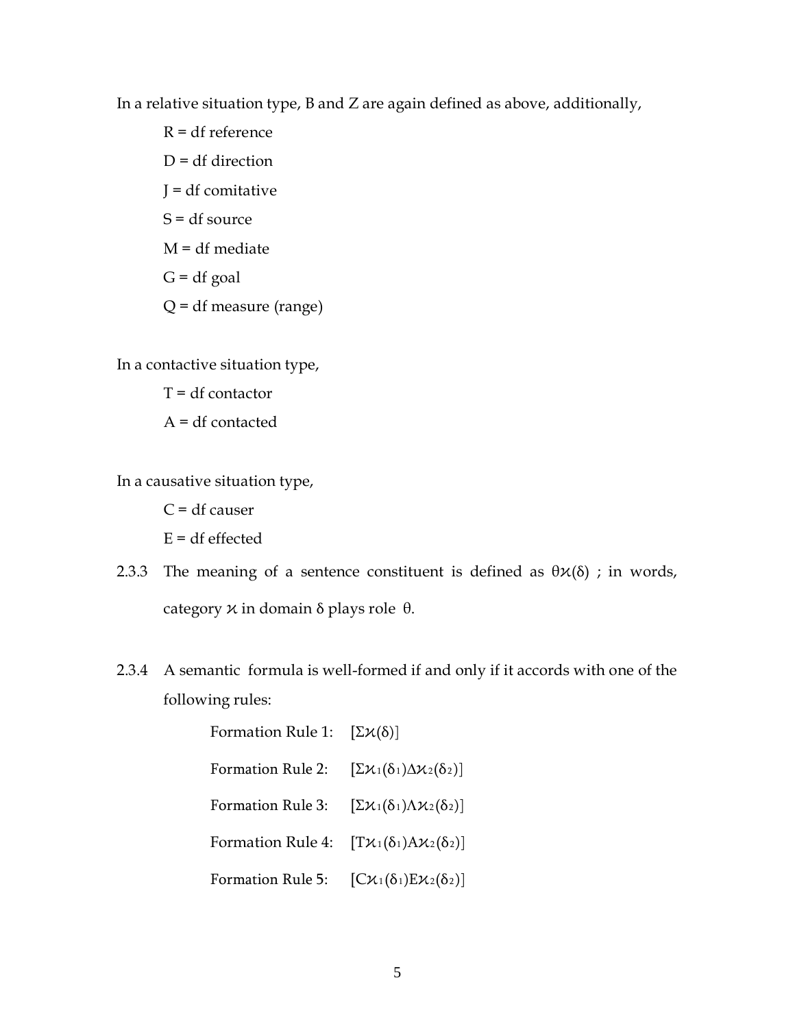In a relative situation type, B and Z are again defined as above, additionally,

R = df reference

D = df direction

J = df comitative

S = df source

M = df mediate

G = df goal

Q = df measure (range)

In a contactive situation type,

T = df contactor

A = df contacted

In a causative situation type,

C = df causer

E = df effected

2.3.3 The meaning of a sentence constituent is defined as $\theta\varkappa(\delta)$ ; in words, category $\varkappa$ in domain $\delta$ plays role $\theta$.

2.3.4 A semantic formula is well-formed if and only if it accords with one of the following rules:

Formation Rule 1: $[\Sigma\varkappa(\delta)]$

Formation Rule 2: $[\Sigma\varkappa_1(\delta_1)\Delta\varkappa_2(\delta_2)]$

Formation Rule 3: $[\Sigma\varkappa_1(\delta_1)\Lambda\varkappa_2(\delta_2)]$

Formation Rule 4: $[T\varkappa_1(\delta_1)A\varkappa_2(\delta_2)]$

Formation Rule 5: $[C\varkappa_1(\delta_1)E\varkappa_2(\delta_2)]$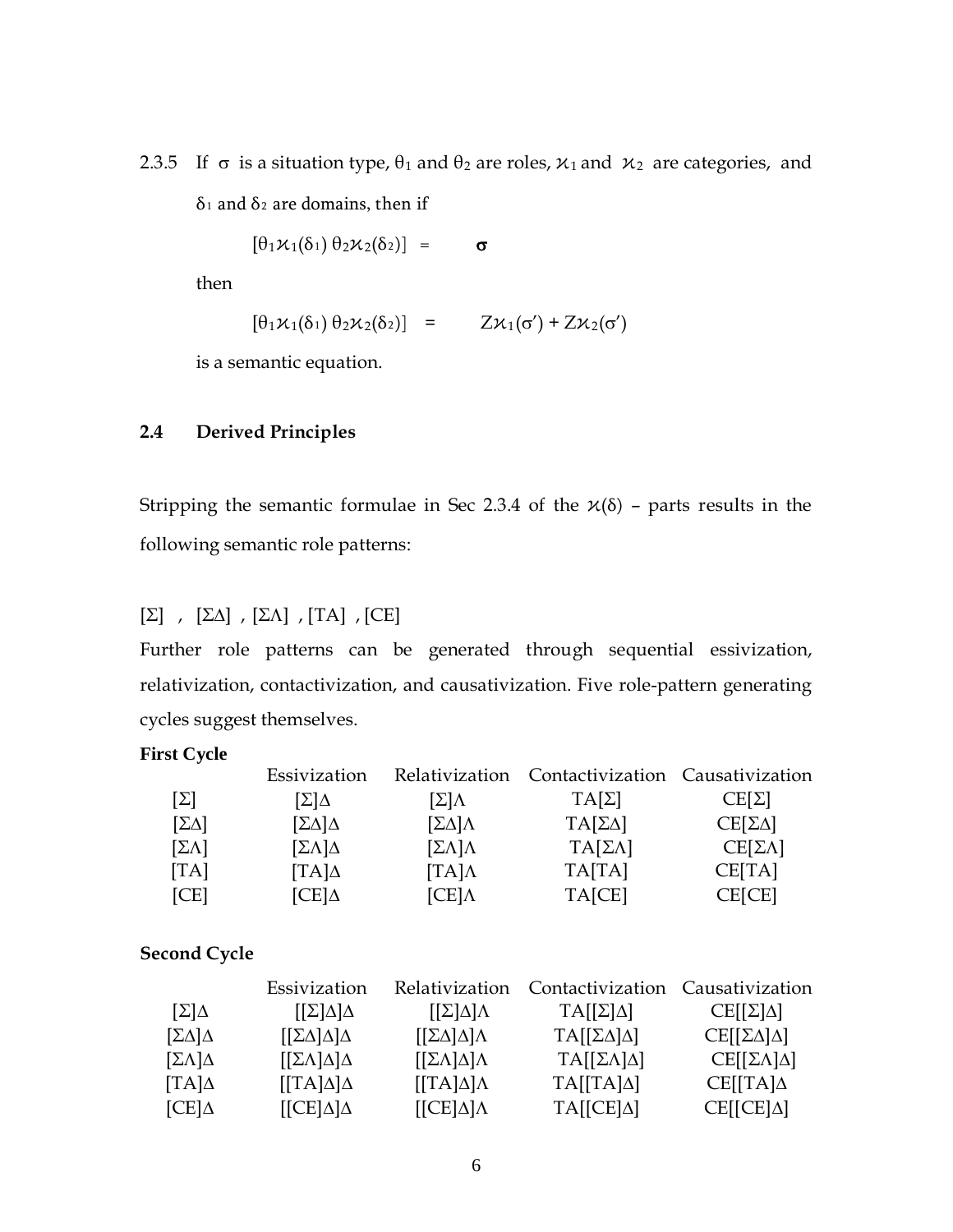2.3.5 If $\sigma$ is a situation type, $\theta_1$ and $\theta_2$ are roles, $\varkappa_1$ and $\varkappa_2$ are categories, and $\delta_1$ and $\delta_2$ are domains, then if

$$[\theta_1\varkappa_1(\delta_1)\ \theta_2\varkappa_2(\delta_2)] \quad = \quad \boldsymbol{\sigma}$$

then

$$[\theta_1\varkappa_1(\delta_1)\ \theta_2\varkappa_2(\delta_2)] \quad = \quad Z\varkappa_1(\sigma') + Z\varkappa_2(\sigma')$$

is a semantic equation.

## 2.4 Derived Principles

Stripping the semantic formulae in Sec 2.3.4 of the $\varkappa(\delta)$ – parts results in the following semantic role patterns:

[Σ] , [ΣΔ] , [ΣΛ] , [TA] , [CE]

Further role patterns can be generated through sequential essivization, relativization, contactivization, and causativization. Five role-pattern generating cycles suggest themselves.

**First Cycle**

| | Essivization | Relativization | Contactivization | Causativization |
|---|---|---|---|---|
| [Σ] | [Σ]Δ | [Σ]Λ | TA[Σ] | CE[Σ] |
| [ΣΔ] | [ΣΔ]Δ | [ΣΔ]Λ | TA[ΣΔ] | CE[ΣΔ] |
| [ΣΛ] | [ΣΛ]Δ | [ΣΛ]Λ | TA[ΣΛ] | CE[ΣΛ] |
| [TA] | [TA]Δ | [TA]Λ | TA[TA] | CE[TA] |
| [CE] | [CE]Δ | [CE]Λ | TA[CE] | CE[CE] |

**Second Cycle**

| | Essivization | Relativization | Contactivization | Causativization |
|---|---|---|---|---|
| [Σ]Δ | [[Σ]Δ]Δ | [[Σ]Δ]Λ | TA[[Σ]Δ] | CE[[Σ]Δ] |
| [ΣΔ]Δ | [[ΣΔ]Δ]Δ | [[ΣΔ]Δ]Λ | TA[[ΣΔ]Δ] | CE[[ΣΔ]Δ] |
| [ΣΛ]Δ | [[ΣΛ]Δ]Δ | [[ΣΛ]Δ]Λ | TA[[ΣΛ]Δ] | CE[[ΣΛ]Δ] |
| [TA]Δ | [[TA]Δ]Δ | [[TA]Δ]Λ | TA[[TA]Δ] | CE[[TA]Δ |
| [CE]Δ | [[CE]Δ]Δ | [[CE]Δ]Λ | TA[[CE]Δ] | CE[[CE]Δ] |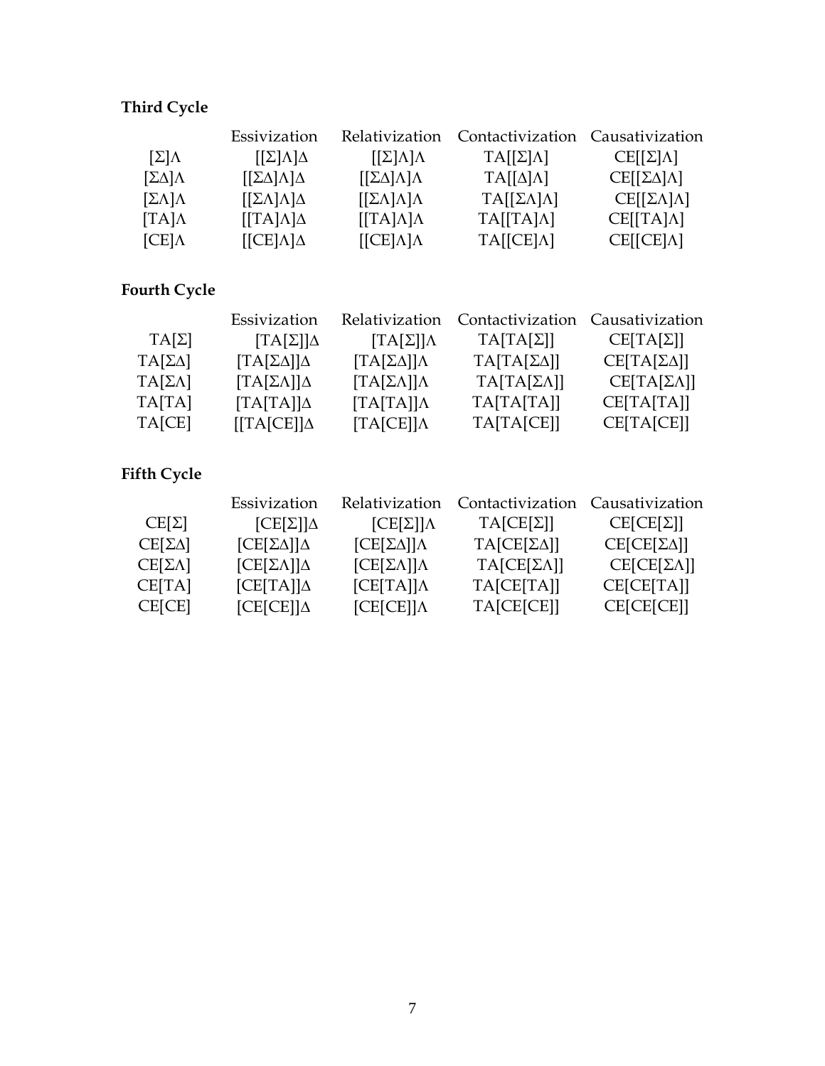**Third Cycle**

| | Essivization | Relativization | Contactivization | Causativization |
|---|---|---|---|---|
| [Σ]Λ | [[Σ]Λ]Δ | [[Σ]Λ]Λ | TA[[Σ]Λ] | CE[[Σ]Λ] |
| [ΣΔ]Λ | [[ΣΔ]Λ]Δ | [[ΣΔ]Λ]Λ | TA[[Δ]Λ] | CE[[ΣΔ]Λ] |
| [ΣΛ]Λ | [[ΣΛ]Λ]Δ | [[ΣΛ]Λ]Λ | TA[[ΣΛ]Λ] | CE[[ΣΛ]Λ] |
| [TA]Λ | [[TA]Λ]Δ | [[TA]Λ]Λ | TA[[TA]Λ] | CE[[TA]Λ] |
| [CE]Λ | [[CE]Λ]Δ | [[CE]Λ]Λ | TA[[CE]Λ] | CE[[CE]Λ] |

**Fourth Cycle**

| | Essivization | Relativization | Contactivization | Causativization |
|---|---|---|---|---|
| TA[Σ] | [TA[Σ]]Δ | [TA[Σ]]Λ | TA[TA[Σ]] | CE[TA[Σ]] |
| TA[ΣΔ] | [TA[ΣΔ]]Δ | [TA[ΣΔ]]Λ | TA[TA[ΣΔ]] | CE[TA[ΣΔ]] |
| TA[ΣΛ] | [TA[ΣΛ]]Δ | [TA[ΣΛ]]Λ | TA[TA[ΣΛ]] | CE[TA[ΣΛ]] |
| TA[TA] | [TA[TA]]Δ | [TA[TA]]Λ | TA[TA[TA]] | CE[TA[TA]] |
| TA[CE] | [[TA[CE]]Δ | [TA[CE]]Λ | TA[TA[CE]] | CE[TA[CE]] |

**Fifth Cycle**

| | Essivization | Relativization | Contactivization | Causativization |
|---|---|---|---|---|
| CE[Σ] | [CE[Σ]]Δ | [CE[Σ]]Λ | TA[CE[Σ]] | CE[CE[Σ]] |
| CE[ΣΔ] | [CE[ΣΔ]]Δ | [CE[ΣΔ]]Λ | TA[CE[ΣΔ]] | CE[CE[ΣΔ]] |
| CE[ΣΛ] | [CE[ΣΛ]]Δ | [CE[ΣΛ]]Λ | TA[CE[ΣΛ]] | CE[CE[ΣΛ]] |
| CE[TA] | [CE[TA]]Δ | [CE[TA]]Λ | TA[CE[TA]] | CE[CE[TA]] |
| CE[CE] | [CE[CE]]Δ | [CE[CE]]Λ | TA[CE[CE]] | CE[CE[CE]] |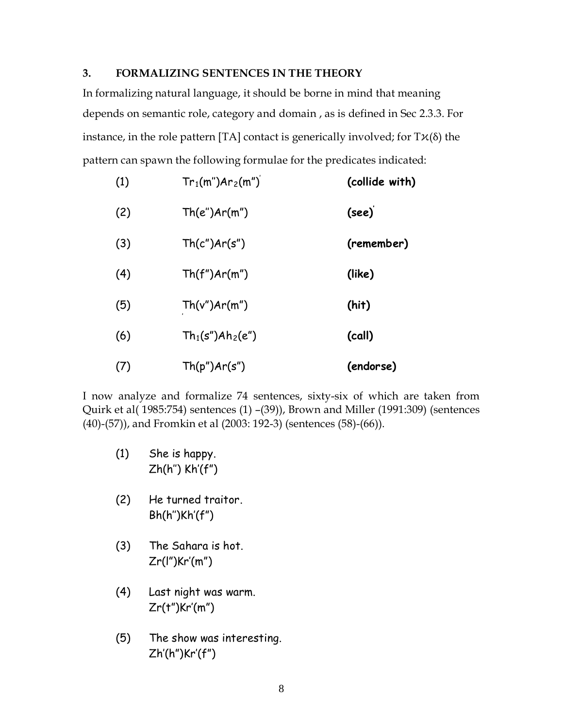### 3. FORMALIZING SENTENCES IN THE THEORY

In formalizing natural language, it should be borne in mind that meaning depends on semantic role, category and domain , as is defined in Sec 2.3.3. For instance, in the role pattern [TA] contact is generically involved; for Tϰ(δ) the pattern can spawn the following formulae for the predicates indicated:

| | | |
|---|---|---|
| (1) | $Tr_1$(m'')$Ar_2$(m'') | **(collide with)** |
| (2) | Th(e'')Ar(m'') | **(see)** |
| (3) | Th(c'')Ar(s'') | **(remember)** |
| (4) | Th(f'')Ar(m'') | **(like)** |
| (5) | Th(v'')Ar(m'') | **(hit)** |
| (6) | $Th_1$(s'')$Ah_2$(e'') | **(call)** |
| (7) | Th(p'')Ar(s'') | **(endorse)** |

I now analyze and formalize 74 sentences, sixty-six of which are taken from Quirk et al( 1985:754) sentences (1) –(39)), Brown and Miller (1991:309) (sentences (40)-(57)), and Fromkin et al (2003: 192-3) (sentences (58)-(66)).

(1) She is happy.
Zh(h'') Kh'(f'')

(2) He turned traitor.
Bh(h'')Kh'(f'')

(3) The Sahara is hot.
Zr(l'')Kr'(m'')

(4) Last night was warm.
Zr(t'')Kr'(m'')

(5) The show was interesting.
Zh'(h'')Kr'(f'')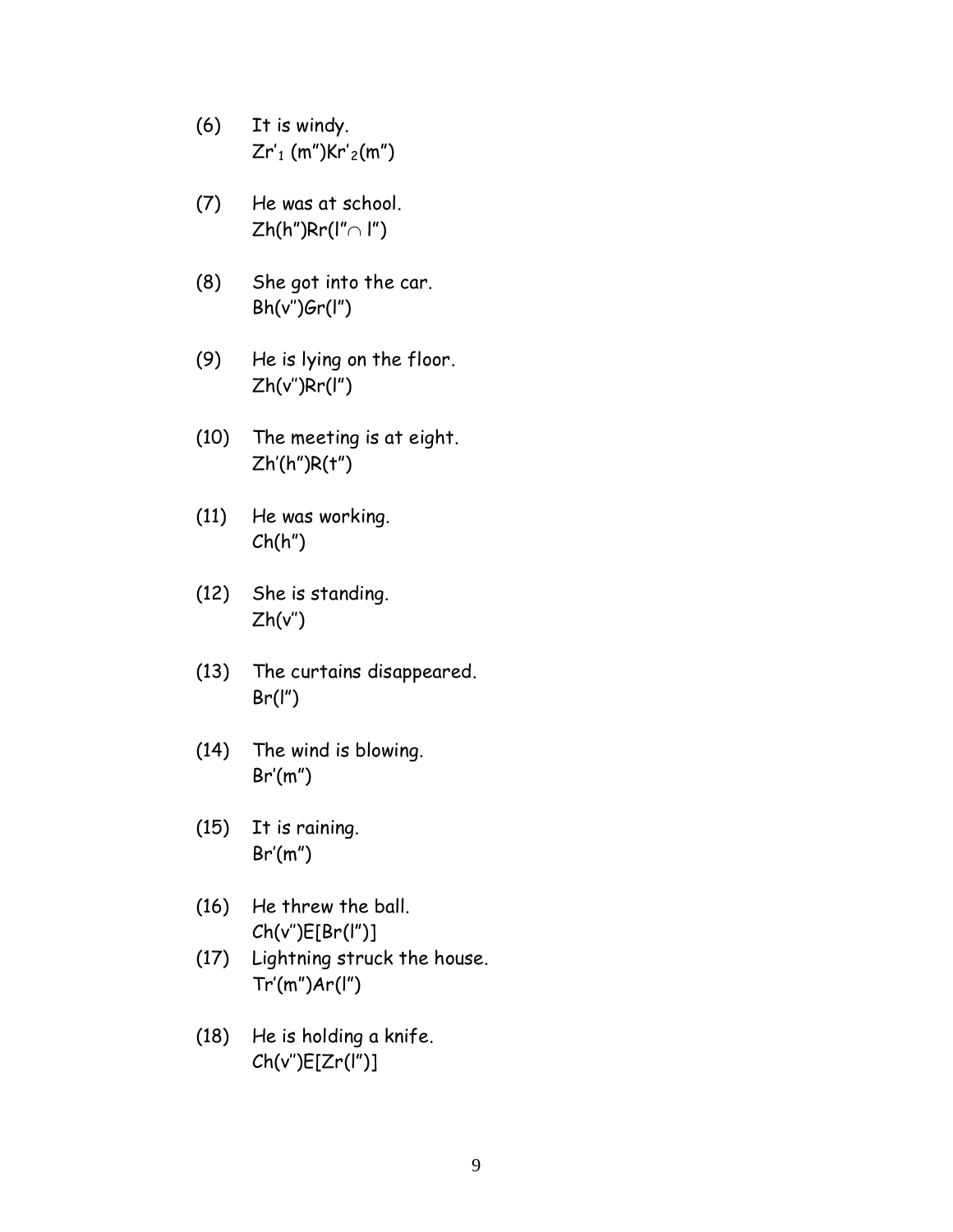(6) It is windy.
$Zr'_1$ (m″)$Kr'_2$(m″)

(7) He was at school.
Zh(h″)Rr(l″∩ l″)

(8) She got into the car.
Bh(v′′)Gr(l″)

(9) He is lying on the floor.
Zh(v′′)Rr(l″)

(10) The meeting is at eight.
Zh′(h″)R(t″)

(11) He was working.
Ch(h″)

(12) She is standing.
Zh(v′′)

(13) The curtains disappeared.
Br(l″)

(14) The wind is blowing.
Br′(m″)

(15) It is raining.
Br′(m″)

(16) He threw the ball.
Ch(v′′)E[Br(l″)]

(17) Lightning struck the house.
Tr′(m″)Ar(l″)

(18) He is holding a knife.
Ch(v′′)E[Zr(l″)]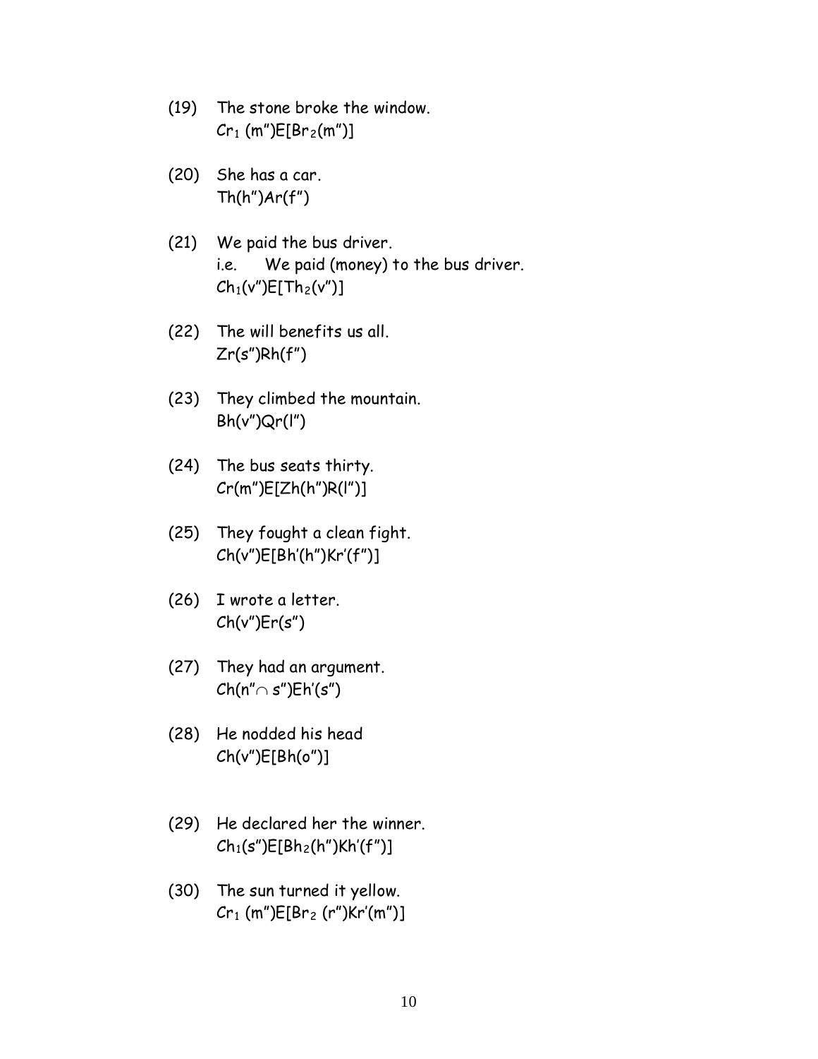(19) The stone broke the window.
$Cr_1$ (m")E[$Br_2$(m")]

(20) She has a car.
Th(h")Ar(f")

(21) We paid the bus driver.
i.e. We paid (money) to the bus driver.
$Ch_1$(v")E[$Th_2$(v")]

(22) The will benefits us all.
Zr(s")Rh(f")

(23) They climbed the mountain.
Bh(v")Qr(l")

(24) The bus seats thirty.
Cr(m")E[Zh(h")R(l")]

(25) They fought a clean fight.
Ch(v")E[Bh'(h")Kr'(f")]

(26) I wrote a letter.
Ch(v")Er(s")

(27) They had an argument.
Ch(n"$\cap$ s")Eh'(s")

(28) He nodded his head
Ch(v")E[Bh(o")]

(29) He declared her the winner.
$Ch_1$(s")E[$Bh_2$(h")Kh'(f")]

(30) The sun turned it yellow.
$Cr_1$ (m")E[$Br_2$ (r")Kr'(m")]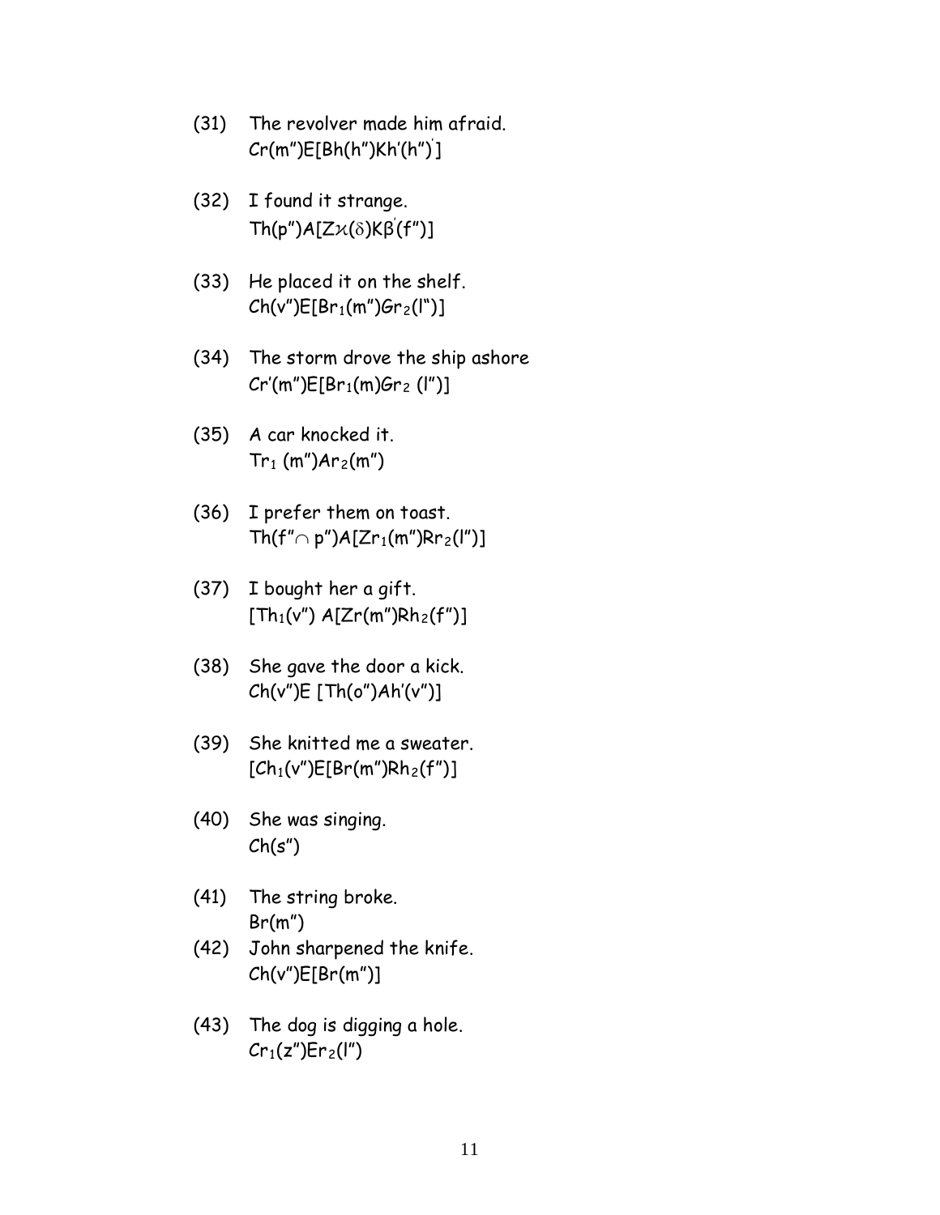(31) The revolver made him afraid.
$Cr(m'')E[Bh(h'')Kh'(h'')']$

(32) I found it strange.
$Th(p'')A[Z\varkappa(\delta)K\beta'(f'')]$

(33) He placed it on the shelf.
$Ch(v'')E[Br_1(m'')Gr_2(l'')]$

(34) The storm drove the ship ashore
$Cr'(m'')E[Br_1(m)Gr_2\ (l'')]$

(35) A car knocked it.
$Tr_1\ (m'')Ar_2(m'')$

(36) I prefer them on toast.
$Th(f'' \cap p'')A[Zr_1(m'')Rr_2(l'')]$

(37) I bought her a gift.
$[Th_1(v'')\ A[Zr(m'')Rh_2(f'')]$

(38) She gave the door a kick.
$Ch(v'')E\ [Th(o'')Ah'(v'')]$

(39) She knitted me a sweater.
$[Ch_1(v'')E[Br(m'')Rh_2(f'')]$

(40) She was singing.
$Ch(s'')$

(41) The string broke.
$Br(m'')$

(42) John sharpened the knife.
$Ch(v'')E[Br(m'')]$

(43) The dog is digging a hole.
$Cr_1(z'')Er_2(l'')$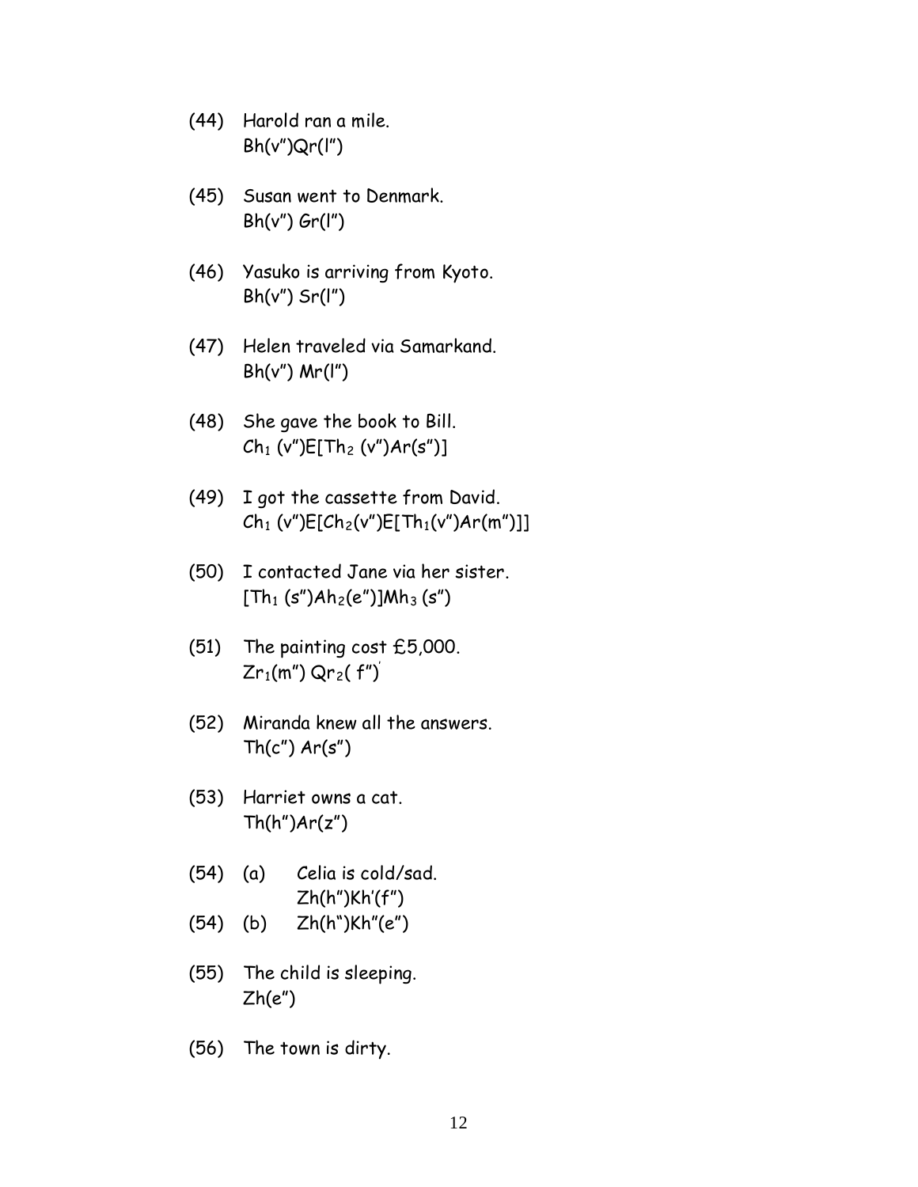(44) Harold ran a mile.
Bh(v")Qr(l")

(45) Susan went to Denmark.
Bh(v") Gr(l")

(46) Yasuko is arriving from Kyoto.
Bh(v") Sr(l")

(47) Helen traveled via Samarkand.
Bh(v") Mr(l")

(48) She gave the book to Bill.
$Ch_1$ (v")E[$Th_2$ (v")Ar(s")]

(49) I got the cassette from David.
$Ch_1$ (v")E[$Ch_2$(v")E[$Th_1$(v")Ar(m")]]

(50) I contacted Jane via her sister.
[$Th_1$ (s")$Ah_2$(e")]$Mh_3$ (s")

(51) The painting cost £5,000.
$Zr_1$(m") $Qr_2$( f")

(52) Miranda knew all the answers.
Th(c") Ar(s")

(53) Harriet owns a cat.
Th(h")Ar(z")

(54) (a) Celia is cold/sad.
Zh(h")Kh'(f")

(54) (b) Zh(h")Kh"(e")

(55) The child is sleeping.
Zh(e")

(56) The town is dirty.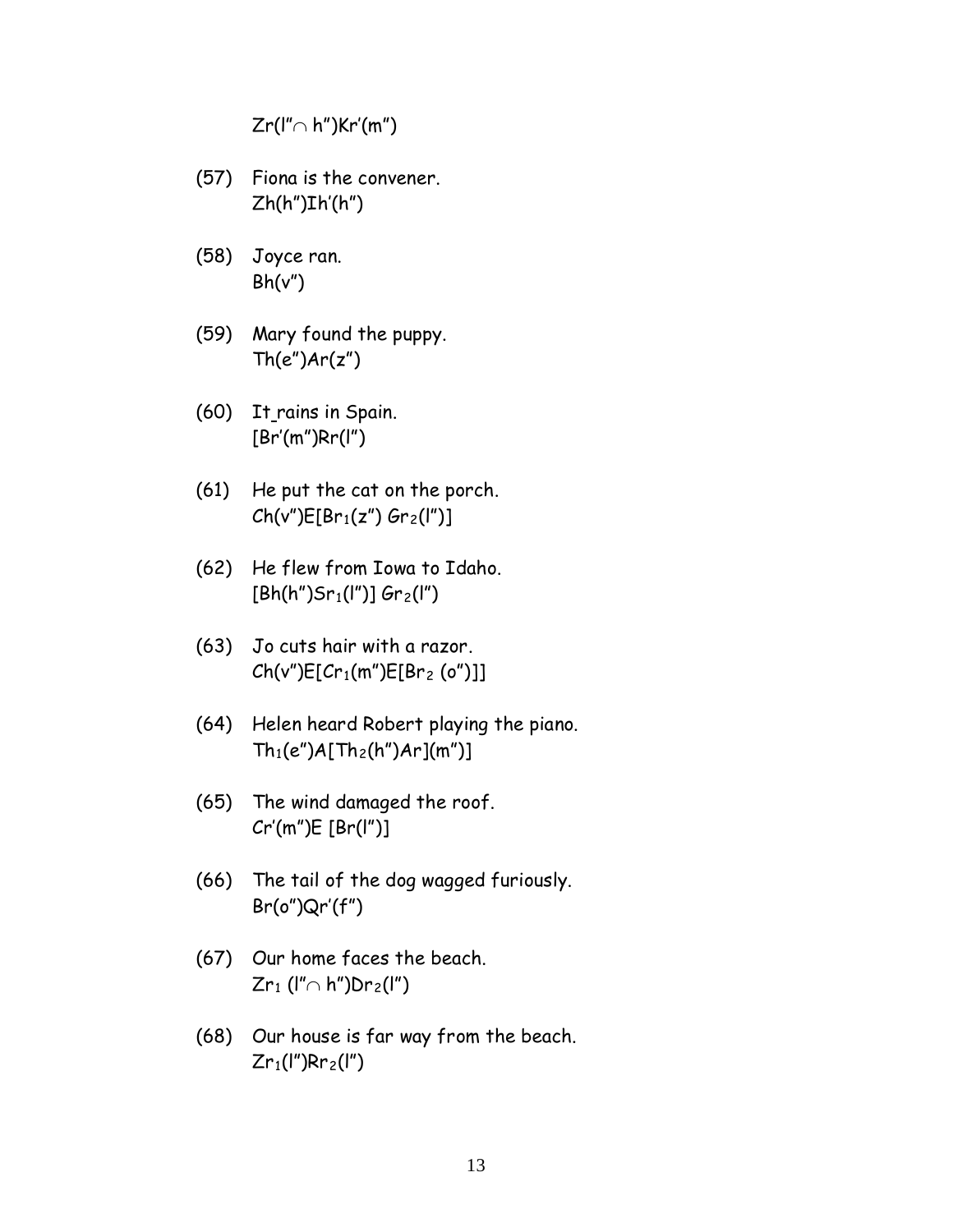Zr(l″∩ h″)Kr′(m″)

(57) Fiona is the convener.
Zh(h″)Ih′(h″)

(58) Joyce ran.
Bh(v″)

(59) Mary found the puppy.
Th(e″)Ar(z″)

(60) It rains in Spain.
[Br′(m″)Rr(l″)

(61) He put the cat on the porch.
Ch(v″)E[Br$_1$(z″) Gr$_2$(l″)]

(62) He flew from Iowa to Idaho.
[Bh(h″)Sr$_1$(l″)] Gr$_2$(l″)

(63) Jo cuts hair with a razor.
Ch(v″)E[Cr$_1$(m″)E[Br$_2$ (o″)]]

(64) Helen heard Robert playing the piano.
Th$_1$(e″)A[Th$_2$(h″)Ar](m″)]

(65) The wind damaged the roof.
Cr′(m″)E [Br(l″)]

(66) The tail of the dog wagged furiously.
Br(o″)Qr′(f″)

(67) Our home faces the beach.
Zr$_1$ (l″∩ h″)Dr$_2$(l″)

(68) Our house is far way from the beach.
Zr$_1$(l″)Rr$_2$(l″)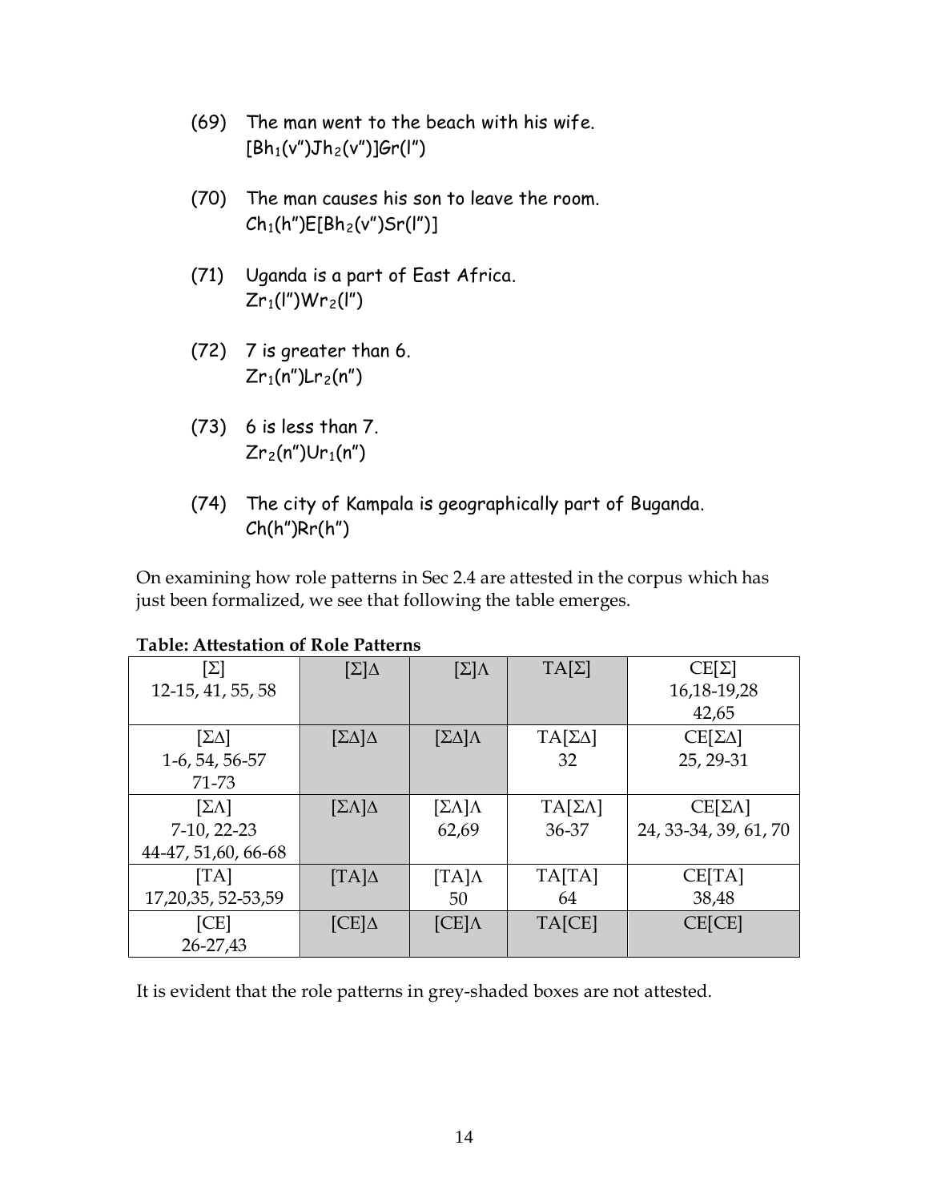(69) The man went to the beach with his wife.
$[Bh_1(v'')Jh_2(v'')]Gr(l'')$

(70) The man causes his son to leave the room.
$Ch_1(h'')E[Bh_2(v'')Sr(l'')]$

(71) Uganda is a part of East Africa.
$Zr_1(l'')Wr_2(l'')$

(72) 7 is greater than 6.
$Zr_1(n'')Lr_2(n'')$

(73) 6 is less than 7.
$Zr_2(n'')Ur_1(n'')$

(74) The city of Kampala is geographically part of Buganda.
$Ch(h'')Rr(h'')$

On examining how role patterns in Sec 2.4 are attested in the corpus which has just been formalized, we see that following the table emerges.

**Table: Attestation of Role Patterns**

| [Σ]<br>12-15, 41, 55, 58 | [Σ]Δ | [Σ]Λ | TA[Σ] | CE[Σ]<br>16,18-19,28<br>42,65 |
|---|---|---|---|---|
| [ΣΔ]<br>1-6, 54, 56-57<br>71-73 | [ΣΔ]Δ | [ΣΔ]Λ | TA[ΣΔ]<br>32 | CE[ΣΔ]<br>25, 29-31 |
| [ΣΛ]<br>7-10, 22-23<br>44-47, 51,60, 66-68 | [ΣΛ]Δ | [ΣΛ]Λ<br>62,69 | TA[ΣΛ]<br>36-37 | CE[ΣΛ]<br>24, 33-34, 39, 61, 70 |
| [TA]<br>17,20,35, 52-53,59 | [TA]Δ | [TA]Λ<br>50 | TA[TA]<br>64 | CE[TA]<br>38,48 |
| [CE]<br>26-27,43 | [CE]Δ | [CE]Λ | TA[CE] | CE[CE] |

It is evident that the role patterns in grey-shaded boxes are not attested.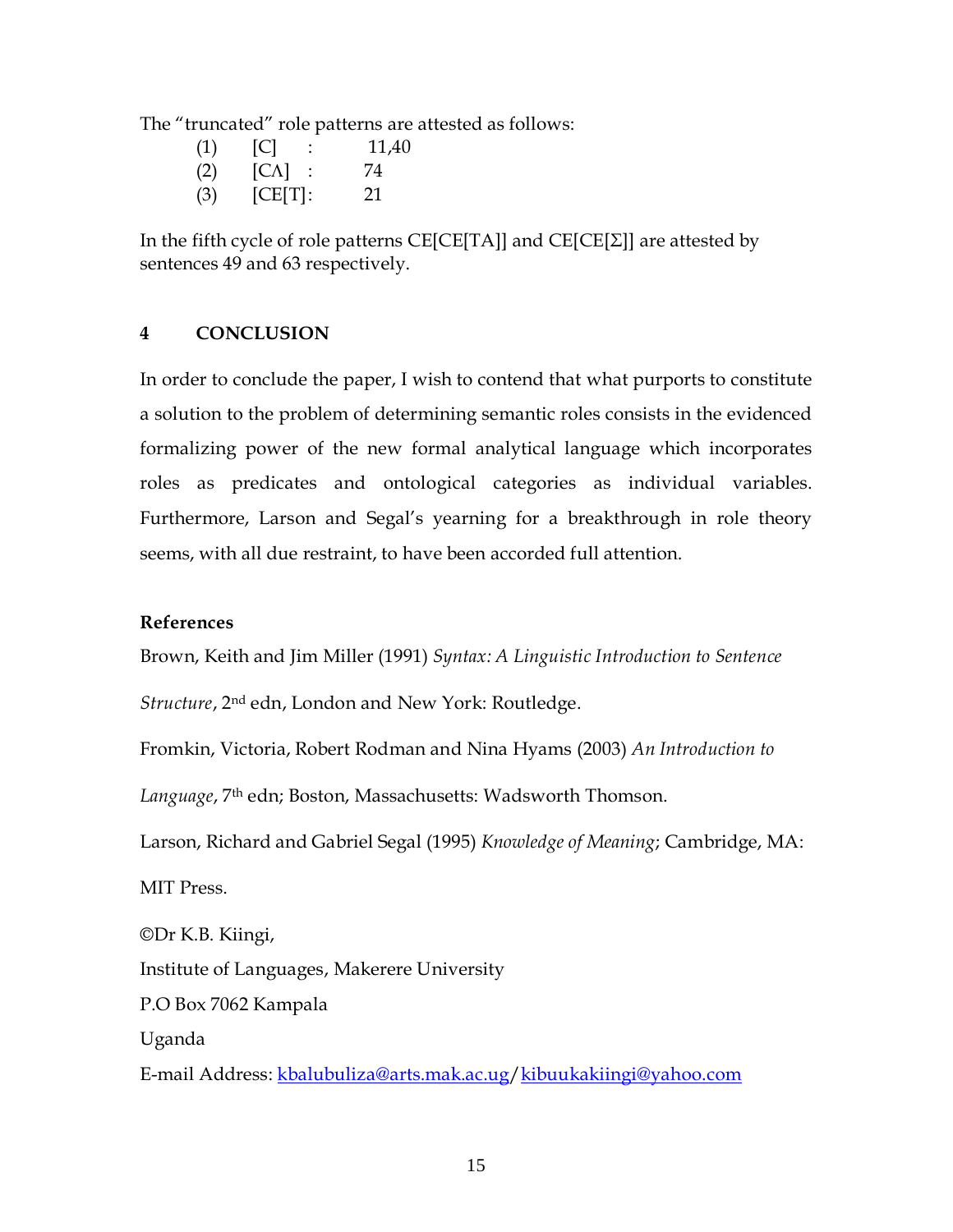The "truncated" role patterns are attested as follows:

(1) [C] : 11,40
(2) [CΛ] : 74
(3) [CE[T]: 21

In the fifth cycle of role patterns CE[CE[TA]] and CE[CE[Σ]] are attested by sentences 49 and 63 respectively.

## 4 CONCLUSION

In order to conclude the paper, I wish to contend that what purports to constitute a solution to the problem of determining semantic roles consists in the evidenced formalizing power of the new formal analytical language which incorporates roles as predicates and ontological categories as individual variables. Furthermore, Larson and Segal's yearning for a breakthrough in role theory seems, with all due restraint, to have been accorded full attention.

### References

Brown, Keith and Jim Miller (1991) *Syntax: A Linguistic Introduction to Sentence Structure*, 2nd edn, London and New York: Routledge.

Fromkin, Victoria, Robert Rodman and Nina Hyams (2003) *An Introduction to Language*, 7th edn; Boston, Massachusetts: Wadsworth Thomson.

Larson, Richard and Gabriel Segal (1995) *Knowledge of Meaning*; Cambridge, MA: MIT Press.

©Dr K.B. Kiingi,

Institute of Languages, Makerere University

P.O Box 7062 Kampala

Uganda

E-mail Address: kbalubuliza@arts.mak.ac.ug/kibuukakiingi@yahoo.com